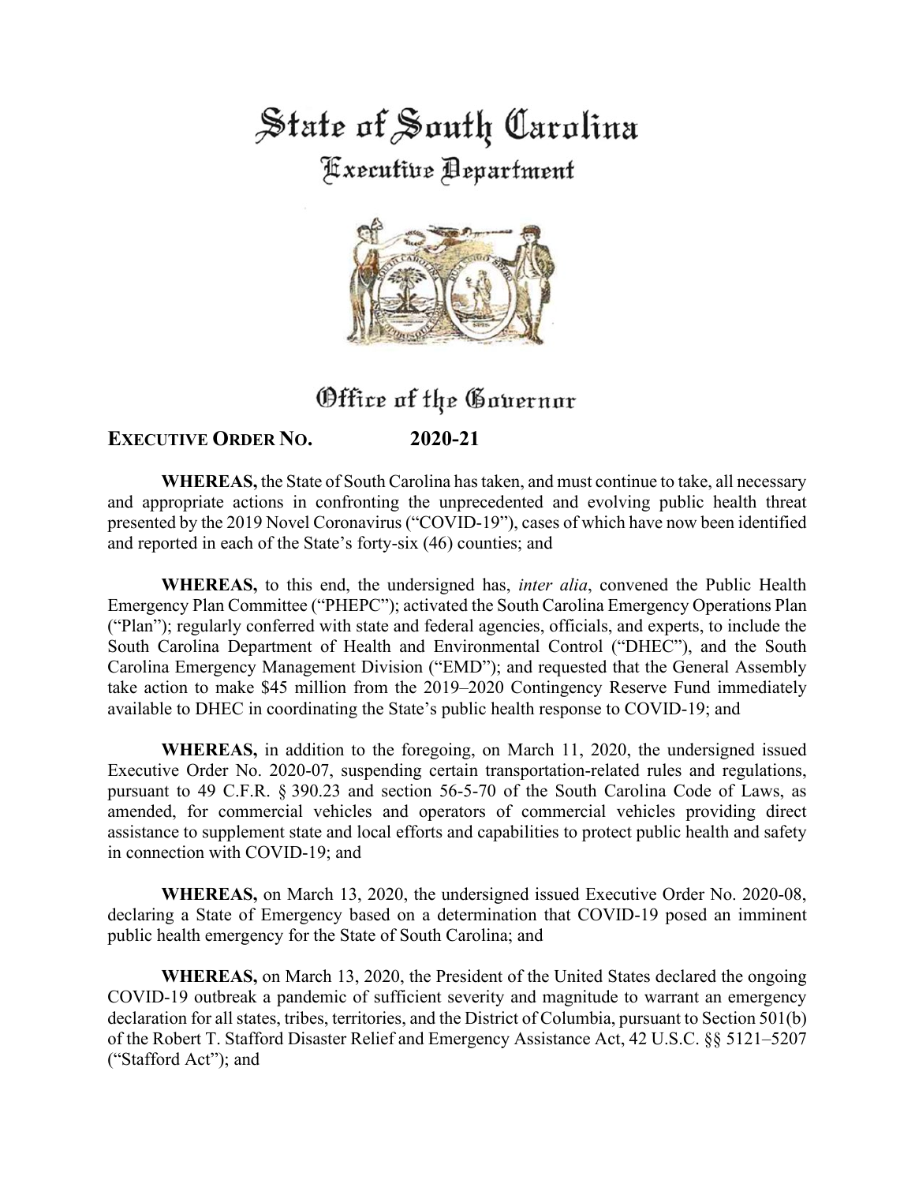# State of South Carolina

## Executive Department

## Office of the Governor

**EXECUTIVE ORDER NO. 2020-21**

**WHEREAS,** the State of South Carolina has taken, and must continue to take, all necessary and appropriate actions in confronting the unprecedented and evolving public health threat presented by the 2019 Novel Coronavirus ("COVID-19"), cases of which have now been identified and reported in each of the State's forty-six (46) counties; and

**WHEREAS,** to this end, the undersigned has, *inter alia*, convened the Public Health Emergency Plan Committee ("PHEPC"); activated the South Carolina Emergency Operations Plan ("Plan"); regularly conferred with state and federal agencies, officials, and experts, to include the South Carolina Department of Health and Environmental Control ("DHEC"), and the South Carolina Emergency Management Division ("EMD"); and requested that the General Assembly take action to make $45 million from the 2019–2020 Contingency Reserve Fund immediately available to DHEC in coordinating the State's public health response to COVID-19; and

**WHEREAS,** in addition to the foregoing, on March 11, 2020, the undersigned issued Executive Order No. 2020-07, suspending certain transportation-related rules and regulations, pursuant to 49 C.F.R. § 390.23 and section 56-5-70 of the South Carolina Code of Laws, as amended, for commercial vehicles and operators of commercial vehicles providing direct assistance to supplement state and local efforts and capabilities to protect public health and safety in connection with COVID-19; and

**WHEREAS,** on March 13, 2020, the undersigned issued Executive Order No. 2020-08, declaring a State of Emergency based on a determination that COVID-19 posed an imminent public health emergency for the State of South Carolina; and

**WHEREAS,** on March 13, 2020, the President of the United States declared the ongoing COVID-19 outbreak a pandemic of sufficient severity and magnitude to warrant an emergency declaration for all states, tribes, territories, and the District of Columbia, pursuant to Section 501(b) of the Robert T. Stafford Disaster Relief and Emergency Assistance Act, 42 U.S.C. §§ 5121–5207 ("Stafford Act"); and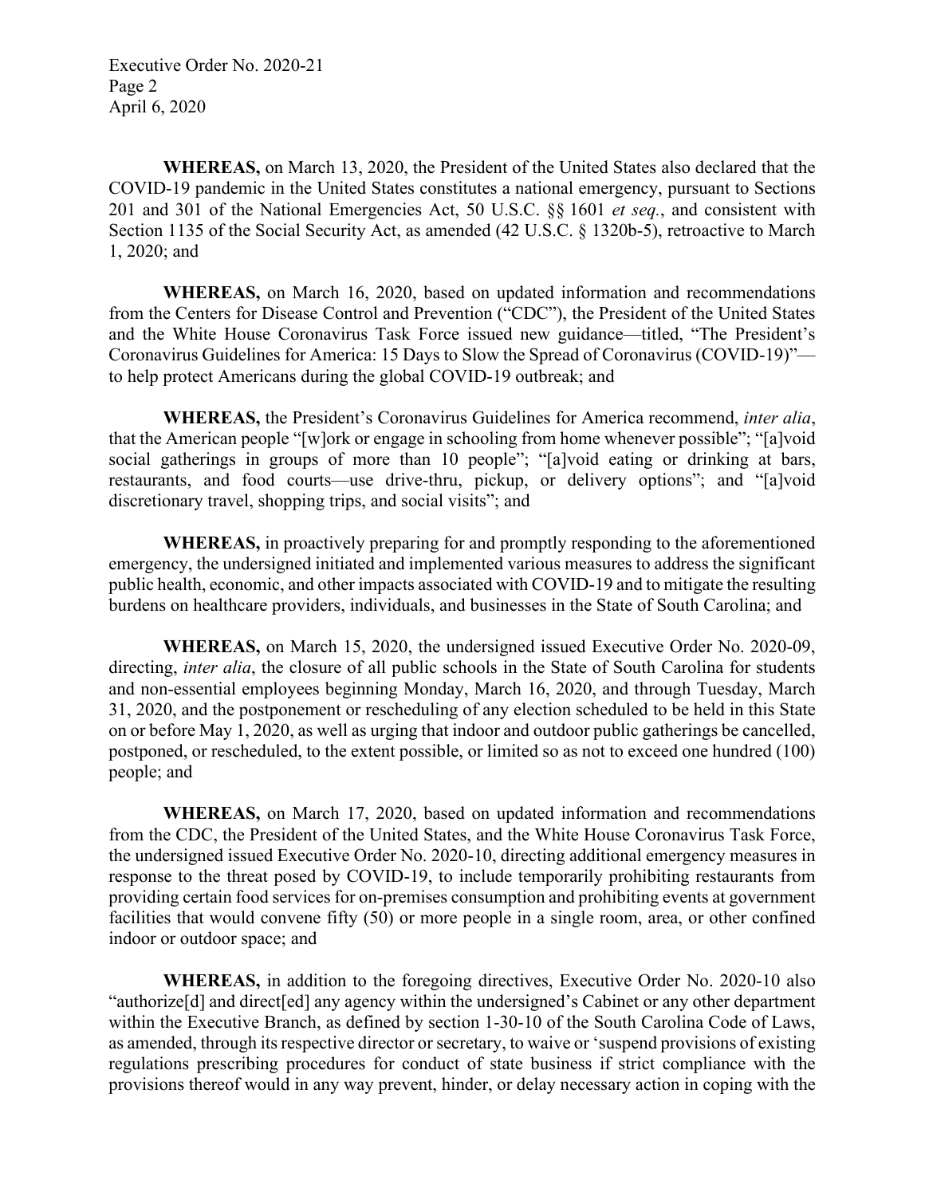**WHEREAS,** on March 13, 2020, the President of the United States also declared that the COVID-19 pandemic in the United States constitutes a national emergency, pursuant to Sections 201 and 301 of the National Emergencies Act, 50 U.S.C. §§ 1601 *et seq.*, and consistent with Section 1135 of the Social Security Act, as amended (42 U.S.C. § 1320b-5), retroactive to March 1, 2020; and

**WHEREAS,** on March 16, 2020, based on updated information and recommendations from the Centers for Disease Control and Prevention ("CDC"), the President of the United States and the White House Coronavirus Task Force issued new guidance—titled, "The President's Coronavirus Guidelines for America: 15 Days to Slow the Spread of Coronavirus (COVID-19)"—to help protect Americans during the global COVID-19 outbreak; and

**WHEREAS,** the President's Coronavirus Guidelines for America recommend, *inter alia*, that the American people "[w]ork or engage in schooling from home whenever possible"; "[a]void social gatherings in groups of more than 10 people"; "[a]void eating or drinking at bars, restaurants, and food courts—use drive-thru, pickup, or delivery options"; and "[a]void discretionary travel, shopping trips, and social visits"; and

**WHEREAS,** in proactively preparing for and promptly responding to the aforementioned emergency, the undersigned initiated and implemented various measures to address the significant public health, economic, and other impacts associated with COVID-19 and to mitigate the resulting burdens on healthcare providers, individuals, and businesses in the State of South Carolina; and

**WHEREAS,** on March 15, 2020, the undersigned issued Executive Order No. 2020-09, directing, *inter alia*, the closure of all public schools in the State of South Carolina for students and non-essential employees beginning Monday, March 16, 2020, and through Tuesday, March 31, 2020, and the postponement or rescheduling of any election scheduled to be held in this State on or before May 1, 2020, as well as urging that indoor and outdoor public gatherings be cancelled, postponed, or rescheduled, to the extent possible, or limited so as not to exceed one hundred (100) people; and

**WHEREAS,** on March 17, 2020, based on updated information and recommendations from the CDC, the President of the United States, and the White House Coronavirus Task Force, the undersigned issued Executive Order No. 2020-10, directing additional emergency measures in response to the threat posed by COVID-19, to include temporarily prohibiting restaurants from providing certain food services for on-premises consumption and prohibiting events at government facilities that would convene fifty (50) or more people in a single room, area, or other confined indoor or outdoor space; and

**WHEREAS,** in addition to the foregoing directives, Executive Order No. 2020-10 also "authorize[d] and direct[ed] any agency within the undersigned's Cabinet or any other department within the Executive Branch, as defined by section 1-30-10 of the South Carolina Code of Laws, as amended, through its respective director or secretary, to waive or 'suspend provisions of existing regulations prescribing procedures for conduct of state business if strict compliance with the provisions thereof would in any way prevent, hinder, or delay necessary action in coping with the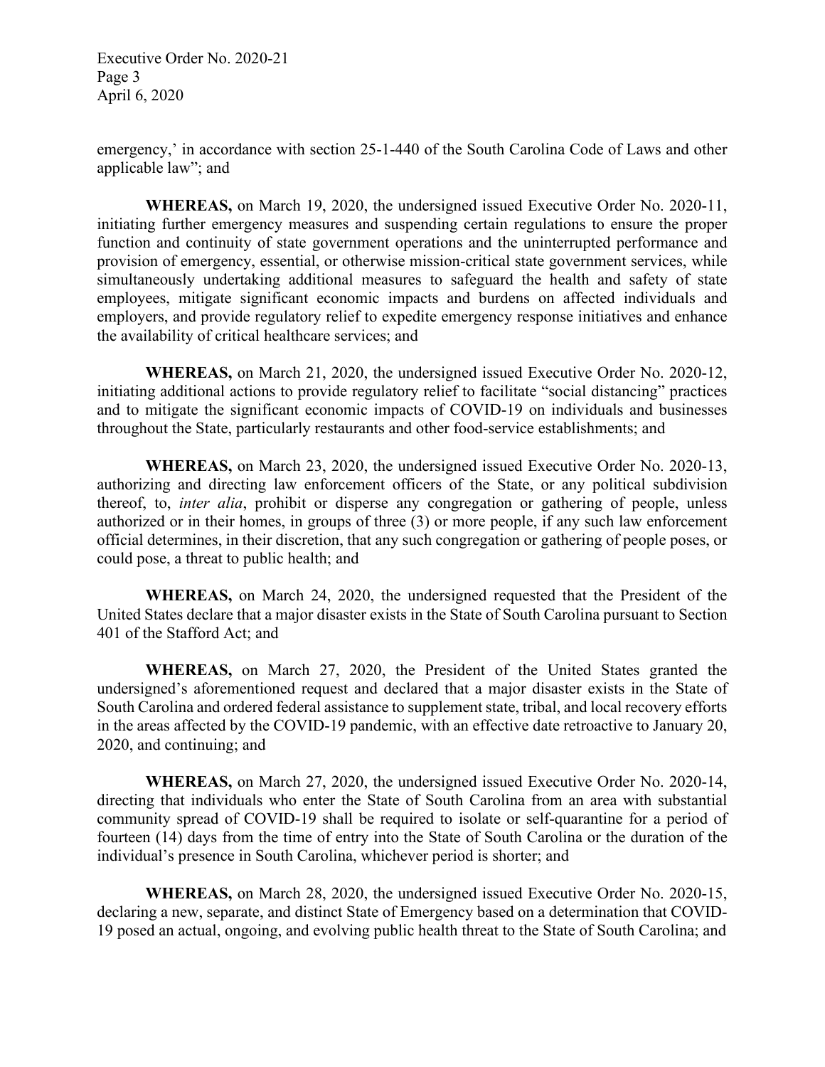emergency,' in accordance with section 25-1-440 of the South Carolina Code of Laws and other applicable law"; and

**WHEREAS,** on March 19, 2020, the undersigned issued Executive Order No. 2020-11, initiating further emergency measures and suspending certain regulations to ensure the proper function and continuity of state government operations and the uninterrupted performance and provision of emergency, essential, or otherwise mission-critical state government services, while simultaneously undertaking additional measures to safeguard the health and safety of state employees, mitigate significant economic impacts and burdens on affected individuals and employers, and provide regulatory relief to expedite emergency response initiatives and enhance the availability of critical healthcare services; and

**WHEREAS,** on March 21, 2020, the undersigned issued Executive Order No. 2020-12, initiating additional actions to provide regulatory relief to facilitate "social distancing" practices and to mitigate the significant economic impacts of COVID-19 on individuals and businesses throughout the State, particularly restaurants and other food-service establishments; and

**WHEREAS,** on March 23, 2020, the undersigned issued Executive Order No. 2020-13, authorizing and directing law enforcement officers of the State, or any political subdivision thereof, to, *inter alia*, prohibit or disperse any congregation or gathering of people, unless authorized or in their homes, in groups of three (3) or more people, if any such law enforcement official determines, in their discretion, that any such congregation or gathering of people poses, or could pose, a threat to public health; and

**WHEREAS,** on March 24, 2020, the undersigned requested that the President of the United States declare that a major disaster exists in the State of South Carolina pursuant to Section 401 of the Stafford Act; and

**WHEREAS,** on March 27, 2020, the President of the United States granted the undersigned's aforementioned request and declared that a major disaster exists in the State of South Carolina and ordered federal assistance to supplement state, tribal, and local recovery efforts in the areas affected by the COVID-19 pandemic, with an effective date retroactive to January 20, 2020, and continuing; and

**WHEREAS,** on March 27, 2020, the undersigned issued Executive Order No. 2020-14, directing that individuals who enter the State of South Carolina from an area with substantial community spread of COVID-19 shall be required to isolate or self-quarantine for a period of fourteen (14) days from the time of entry into the State of South Carolina or the duration of the individual's presence in South Carolina, whichever period is shorter; and

**WHEREAS,** on March 28, 2020, the undersigned issued Executive Order No. 2020-15, declaring a new, separate, and distinct State of Emergency based on a determination that COVID-19 posed an actual, ongoing, and evolving public health threat to the State of South Carolina; and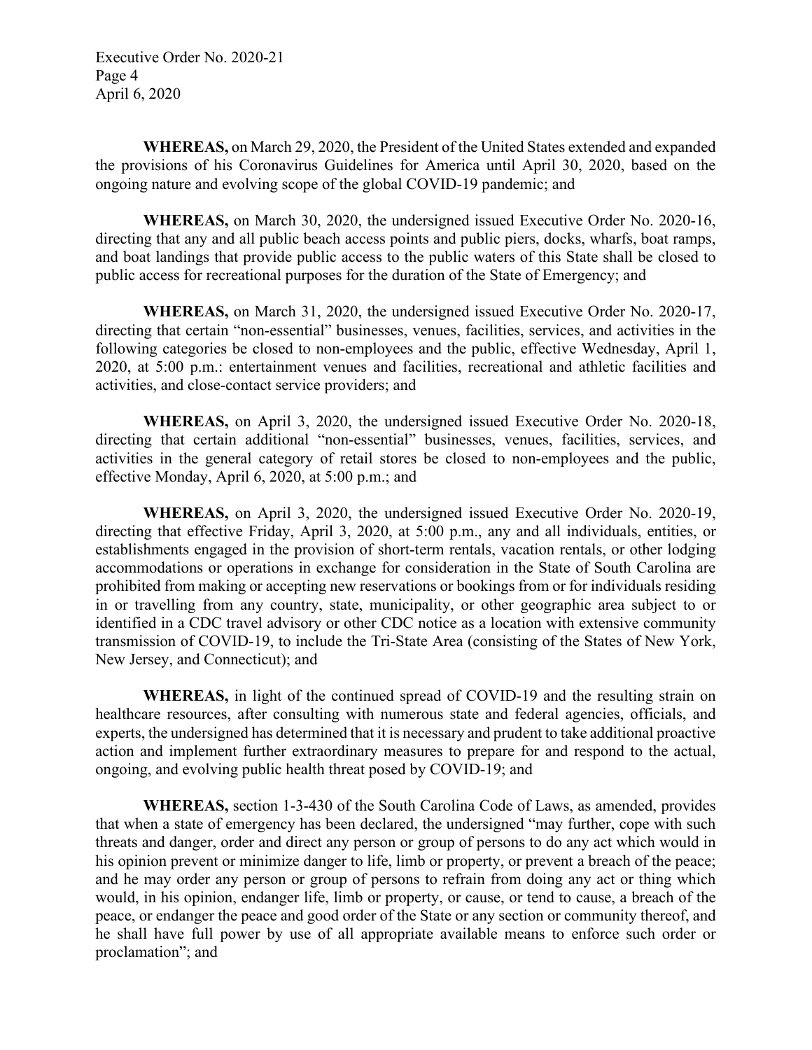**WHEREAS,** on March 29, 2020, the President of the United States extended and expanded the provisions of his Coronavirus Guidelines for America until April 30, 2020, based on the ongoing nature and evolving scope of the global COVID-19 pandemic; and

**WHEREAS,** on March 30, 2020, the undersigned issued Executive Order No. 2020-16, directing that any and all public beach access points and public piers, docks, wharfs, boat ramps, and boat landings that provide public access to the public waters of this State shall be closed to public access for recreational purposes for the duration of the State of Emergency; and

**WHEREAS,** on March 31, 2020, the undersigned issued Executive Order No. 2020-17, directing that certain "non-essential" businesses, venues, facilities, services, and activities in the following categories be closed to non-employees and the public, effective Wednesday, April 1, 2020, at 5:00 p.m.: entertainment venues and facilities, recreational and athletic facilities and activities, and close-contact service providers; and

**WHEREAS,** on April 3, 2020, the undersigned issued Executive Order No. 2020-18, directing that certain additional "non-essential" businesses, venues, facilities, services, and activities in the general category of retail stores be closed to non-employees and the public, effective Monday, April 6, 2020, at 5:00 p.m.; and

**WHEREAS,** on April 3, 2020, the undersigned issued Executive Order No. 2020-19, directing that effective Friday, April 3, 2020, at 5:00 p.m., any and all individuals, entities, or establishments engaged in the provision of short-term rentals, vacation rentals, or other lodging accommodations or operations in exchange for consideration in the State of South Carolina are prohibited from making or accepting new reservations or bookings from or for individuals residing in or travelling from any country, state, municipality, or other geographic area subject to or identified in a CDC travel advisory or other CDC notice as a location with extensive community transmission of COVID-19, to include the Tri-State Area (consisting of the States of New York, New Jersey, and Connecticut); and

**WHEREAS,** in light of the continued spread of COVID-19 and the resulting strain on healthcare resources, after consulting with numerous state and federal agencies, officials, and experts, the undersigned has determined that it is necessary and prudent to take additional proactive action and implement further extraordinary measures to prepare for and respond to the actual, ongoing, and evolving public health threat posed by COVID-19; and

**WHEREAS,** section 1-3-430 of the South Carolina Code of Laws, as amended, provides that when a state of emergency has been declared, the undersigned "may further, cope with such threats and danger, order and direct any person or group of persons to do any act which would in his opinion prevent or minimize danger to life, limb or property, or prevent a breach of the peace; and he may order any person or group of persons to refrain from doing any act or thing which would, in his opinion, endanger life, limb or property, or cause, or tend to cause, a breach of the peace, or endanger the peace and good order of the State or any section or community thereof, and he shall have full power by use of all appropriate available means to enforce such order or proclamation"; and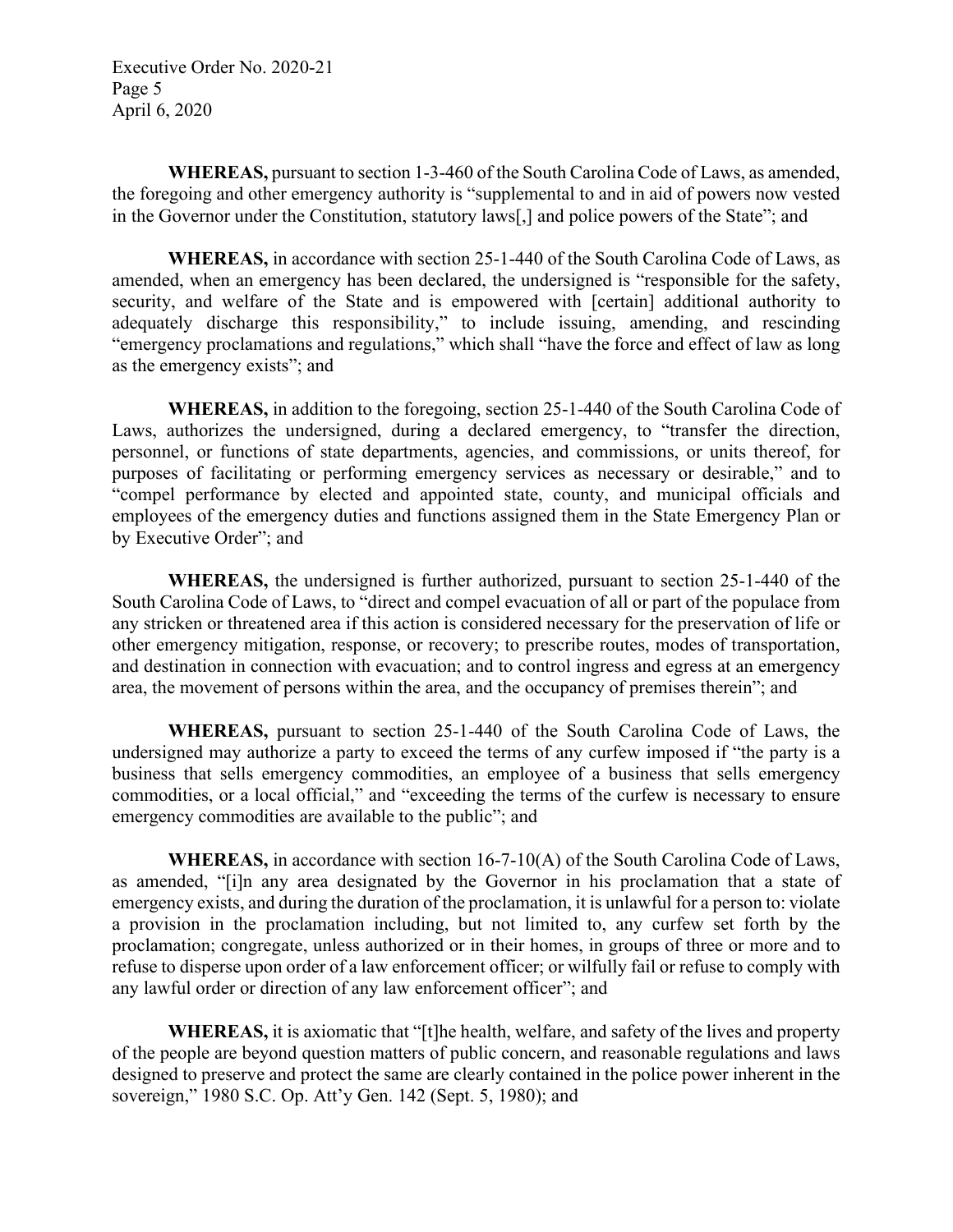**WHEREAS,** pursuant to section 1-3-460 of the South Carolina Code of Laws, as amended, the foregoing and other emergency authority is "supplemental to and in aid of powers now vested in the Governor under the Constitution, statutory laws[,] and police powers of the State"; and

**WHEREAS,** in accordance with section 25-1-440 of the South Carolina Code of Laws, as amended, when an emergency has been declared, the undersigned is "responsible for the safety, security, and welfare of the State and is empowered with [certain] additional authority to adequately discharge this responsibility," to include issuing, amending, and rescinding "emergency proclamations and regulations," which shall "have the force and effect of law as long as the emergency exists"; and

**WHEREAS,** in addition to the foregoing, section 25-1-440 of the South Carolina Code of Laws, authorizes the undersigned, during a declared emergency, to "transfer the direction, personnel, or functions of state departments, agencies, and commissions, or units thereof, for purposes of facilitating or performing emergency services as necessary or desirable," and to "compel performance by elected and appointed state, county, and municipal officials and employees of the emergency duties and functions assigned them in the State Emergency Plan or by Executive Order"; and

**WHEREAS,** the undersigned is further authorized, pursuant to section 25-1-440 of the South Carolina Code of Laws, to "direct and compel evacuation of all or part of the populace from any stricken or threatened area if this action is considered necessary for the preservation of life or other emergency mitigation, response, or recovery; to prescribe routes, modes of transportation, and destination in connection with evacuation; and to control ingress and egress at an emergency area, the movement of persons within the area, and the occupancy of premises therein"; and

**WHEREAS,** pursuant to section 25-1-440 of the South Carolina Code of Laws, the undersigned may authorize a party to exceed the terms of any curfew imposed if "the party is a business that sells emergency commodities, an employee of a business that sells emergency commodities, or a local official," and "exceeding the terms of the curfew is necessary to ensure emergency commodities are available to the public"; and

**WHEREAS,** in accordance with section 16-7-10(A) of the South Carolina Code of Laws, as amended, "[i]n any area designated by the Governor in his proclamation that a state of emergency exists, and during the duration of the proclamation, it is unlawful for a person to: violate a provision in the proclamation including, but not limited to, any curfew set forth by the proclamation; congregate, unless authorized or in their homes, in groups of three or more and to refuse to disperse upon order of a law enforcement officer; or wilfully fail or refuse to comply with any lawful order or direction of any law enforcement officer"; and

**WHEREAS,** it is axiomatic that "[t]he health, welfare, and safety of the lives and property of the people are beyond question matters of public concern, and reasonable regulations and laws designed to preserve and protect the same are clearly contained in the police power inherent in the sovereign," 1980 S.C. Op. Att'y Gen. 142 (Sept. 5, 1980); and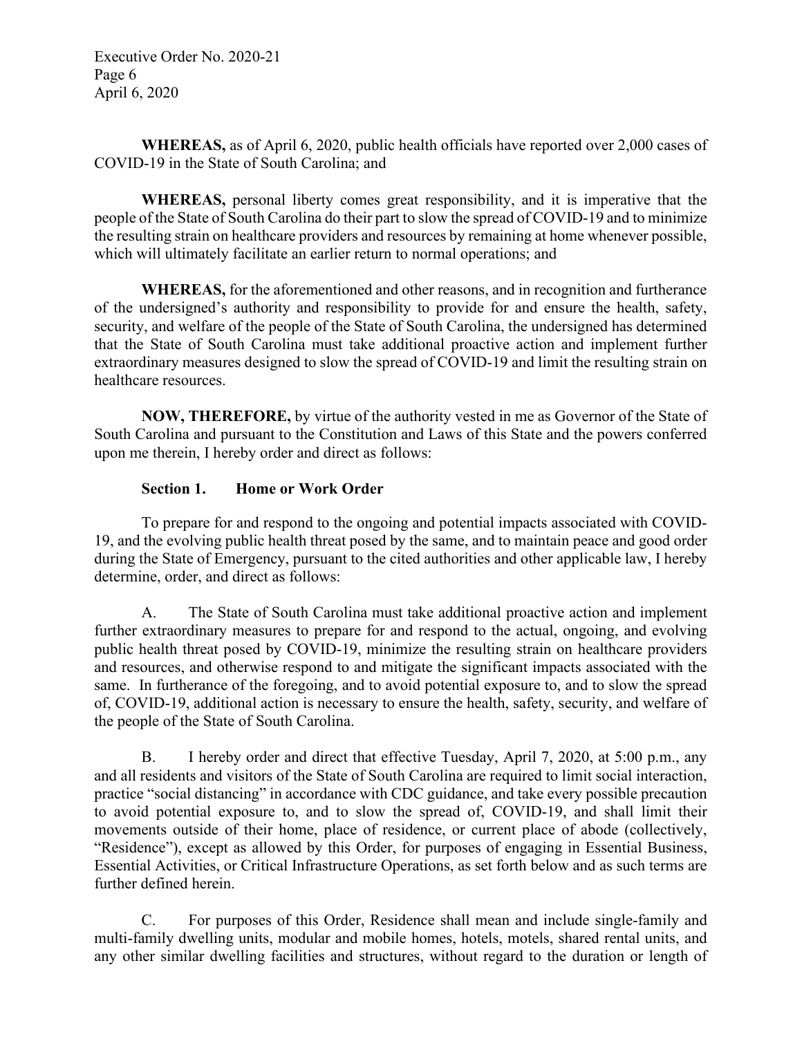**WHEREAS,** as of April 6, 2020, public health officials have reported over 2,000 cases of COVID-19 in the State of South Carolina; and

**WHEREAS,** personal liberty comes great responsibility, and it is imperative that the people of the State of South Carolina do their part to slow the spread of COVID-19 and to minimize the resulting strain on healthcare providers and resources by remaining at home whenever possible, which will ultimately facilitate an earlier return to normal operations; and

**WHEREAS,** for the aforementioned and other reasons, and in recognition and furtherance of the undersigned's authority and responsibility to provide for and ensure the health, safety, security, and welfare of the people of the State of South Carolina, the undersigned has determined that the State of South Carolina must take additional proactive action and implement further extraordinary measures designed to slow the spread of COVID-19 and limit the resulting strain on healthcare resources.

**NOW, THEREFORE,** by virtue of the authority vested in me as Governor of the State of South Carolina and pursuant to the Constitution and Laws of this State and the powers conferred upon me therein, I hereby order and direct as follows:

**Section 1. Home or Work Order**

To prepare for and respond to the ongoing and potential impacts associated with COVID-19, and the evolving public health threat posed by the same, and to maintain peace and good order during the State of Emergency, pursuant to the cited authorities and other applicable law, I hereby determine, order, and direct as follows:

A. The State of South Carolina must take additional proactive action and implement further extraordinary measures to prepare for and respond to the actual, ongoing, and evolving public health threat posed by COVID-19, minimize the resulting strain on healthcare providers and resources, and otherwise respond to and mitigate the significant impacts associated with the same. In furtherance of the foregoing, and to avoid potential exposure to, and to slow the spread of, COVID-19, additional action is necessary to ensure the health, safety, security, and welfare of the people of the State of South Carolina.

B. I hereby order and direct that effective Tuesday, April 7, 2020, at 5:00 p.m., any and all residents and visitors of the State of South Carolina are required to limit social interaction, practice "social distancing" in accordance with CDC guidance, and take every possible precaution to avoid potential exposure to, and to slow the spread of, COVID-19, and shall limit their movements outside of their home, place of residence, or current place of abode (collectively, "Residence"), except as allowed by this Order, for purposes of engaging in Essential Business, Essential Activities, or Critical Infrastructure Operations, as set forth below and as such terms are further defined herein.

C. For purposes of this Order, Residence shall mean and include single-family and multi-family dwelling units, modular and mobile homes, hotels, motels, shared rental units, and any other similar dwelling facilities and structures, without regard to the duration or length of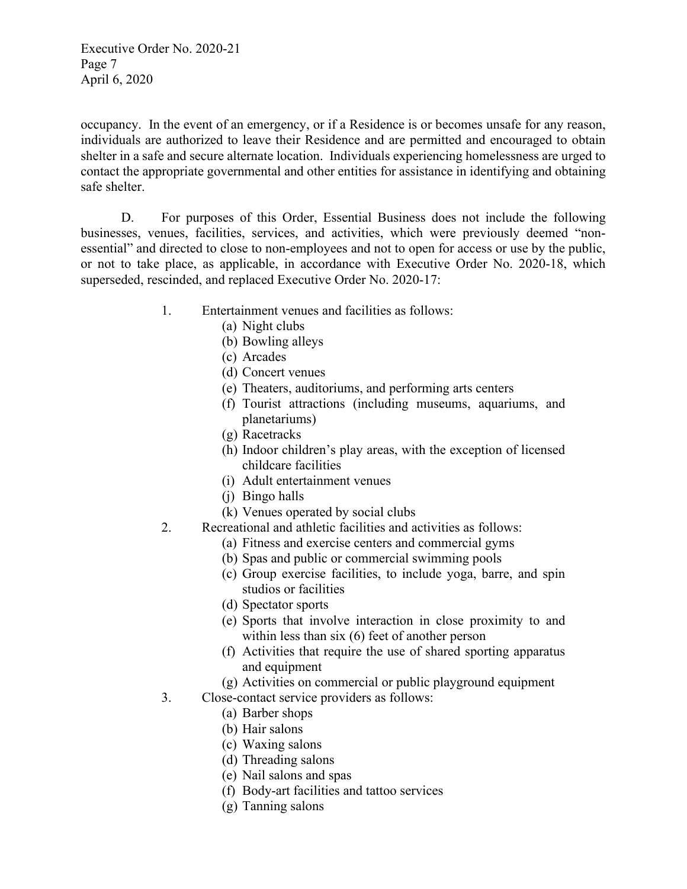occupancy. In the event of an emergency, or if a Residence is or becomes unsafe for any reason, individuals are authorized to leave their Residence and are permitted and encouraged to obtain shelter in a safe and secure alternate location. Individuals experiencing homelessness are urged to contact the appropriate governmental and other entities for assistance in identifying and obtaining safe shelter.

D. For purposes of this Order, Essential Business does not include the following businesses, venues, facilities, services, and activities, which were previously deemed "non-essential" and directed to close to non-employees and not to open for access or use by the public, or not to take place, as applicable, in accordance with Executive Order No. 2020-18, which superseded, rescinded, and replaced Executive Order No. 2020-17:

1. Entertainment venues and facilities as follows:
   - (a) Night clubs
   - (b) Bowling alleys
   - (c) Arcades
   - (d) Concert venues
   - (e) Theaters, auditoriums, and performing arts centers
   - (f) Tourist attractions (including museums, aquariums, and planetariums)
   - (g) Racetracks
   - (h) Indoor children's play areas, with the exception of licensed childcare facilities
   - (i) Adult entertainment venues
   - (j) Bingo halls
   - (k) Venues operated by social clubs
2. Recreational and athletic facilities and activities as follows:
   - (a) Fitness and exercise centers and commercial gyms
   - (b) Spas and public or commercial swimming pools
   - (c) Group exercise facilities, to include yoga, barre, and spin studios or facilities
   - (d) Spectator sports
   - (e) Sports that involve interaction in close proximity to and within less than six (6) feet of another person
   - (f) Activities that require the use of shared sporting apparatus and equipment
   - (g) Activities on commercial or public playground equipment
3. Close-contact service providers as follows:
   - (a) Barber shops
   - (b) Hair salons
   - (c) Waxing salons
   - (d) Threading salons
   - (e) Nail salons and spas
   - (f) Body-art facilities and tattoo services
   - (g) Tanning salons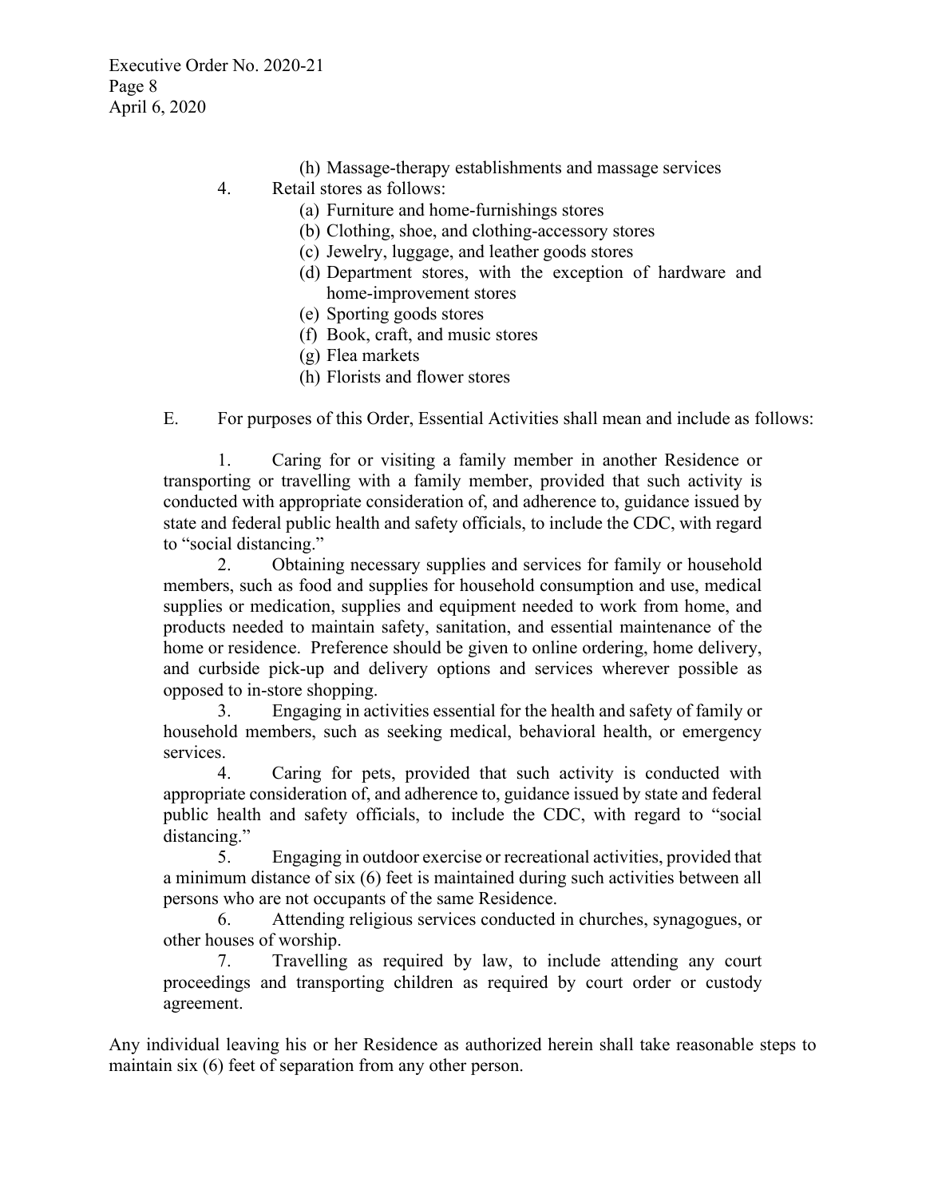(h) Massage-therapy establishments and massage services

4. Retail stores as follows:
   (a) Furniture and home-furnishings stores
   (b) Clothing, shoe, and clothing-accessory stores
   (c) Jewelry, luggage, and leather goods stores
   (d) Department stores, with the exception of hardware and home-improvement stores
   (e) Sporting goods stores
   (f) Book, craft, and music stores
   (g) Flea markets
   (h) Florists and flower stores

E. For purposes of this Order, Essential Activities shall mean and include as follows:

1. Caring for or visiting a family member in another Residence or transporting or travelling with a family member, provided that such activity is conducted with appropriate consideration of, and adherence to, guidance issued by state and federal public health and safety officials, to include the CDC, with regard to "social distancing."

2. Obtaining necessary supplies and services for family or household members, such as food and supplies for household consumption and use, medical supplies or medication, supplies and equipment needed to work from home, and products needed to maintain safety, sanitation, and essential maintenance of the home or residence. Preference should be given to online ordering, home delivery, and curbside pick-up and delivery options and services wherever possible as opposed to in-store shopping.

3. Engaging in activities essential for the health and safety of family or household members, such as seeking medical, behavioral health, or emergency services.

4. Caring for pets, provided that such activity is conducted with appropriate consideration of, and adherence to, guidance issued by state and federal public health and safety officials, to include the CDC, with regard to "social distancing."

5. Engaging in outdoor exercise or recreational activities, provided that a minimum distance of six (6) feet is maintained during such activities between all persons who are not occupants of the same Residence.

6. Attending religious services conducted in churches, synagogues, or other houses of worship.

7. Travelling as required by law, to include attending any court proceedings and transporting children as required by court order or custody agreement.

Any individual leaving his or her Residence as authorized herein shall take reasonable steps to maintain six (6) feet of separation from any other person.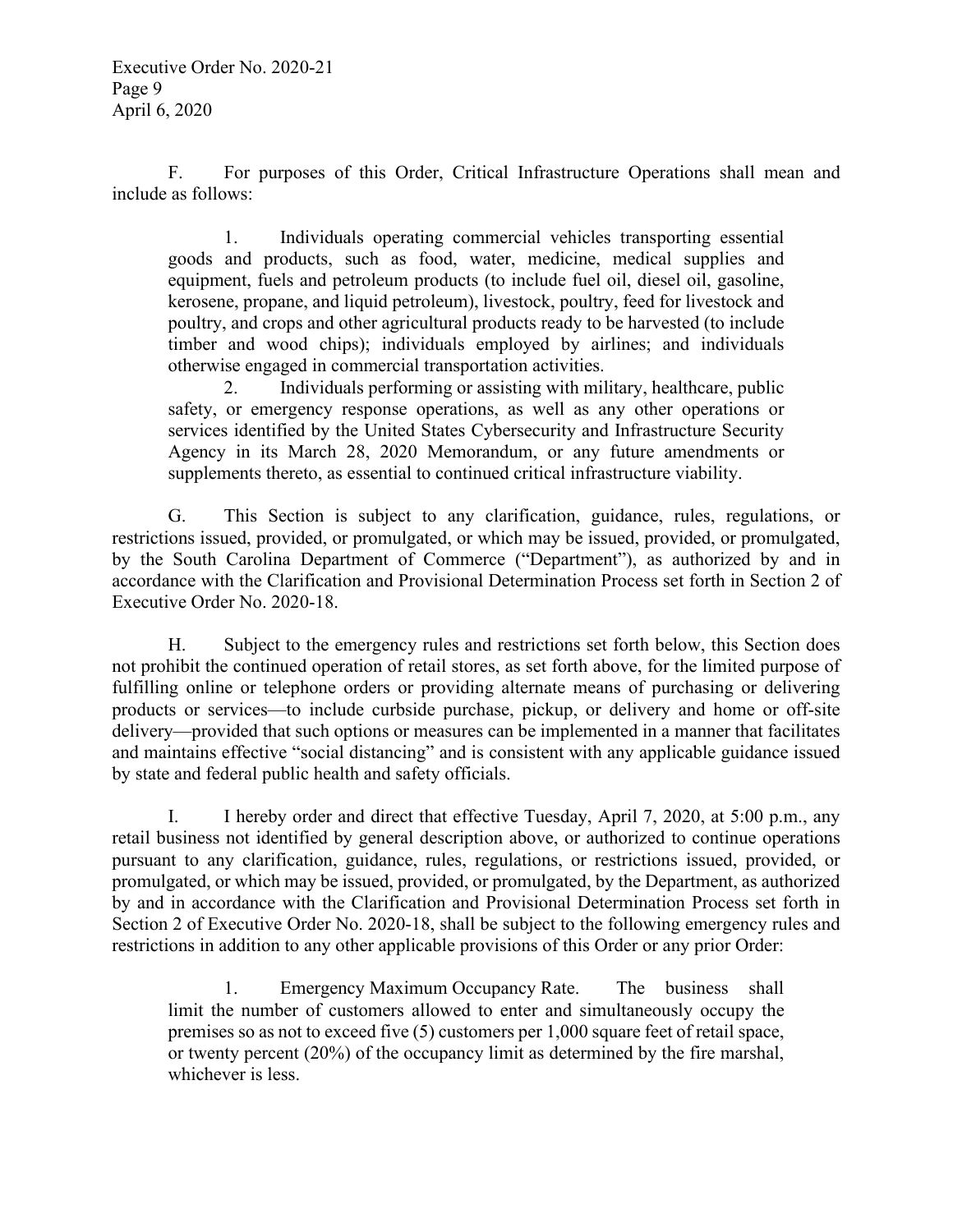F. For purposes of this Order, Critical Infrastructure Operations shall mean and include as follows:

1. Individuals operating commercial vehicles transporting essential goods and products, such as food, water, medicine, medical supplies and equipment, fuels and petroleum products (to include fuel oil, diesel oil, gasoline, kerosene, propane, and liquid petroleum), livestock, poultry, feed for livestock and poultry, and crops and other agricultural products ready to be harvested (to include timber and wood chips); individuals employed by airlines; and individuals otherwise engaged in commercial transportation activities.

2. Individuals performing or assisting with military, healthcare, public safety, or emergency response operations, as well as any other operations or services identified by the United States Cybersecurity and Infrastructure Security Agency in its March 28, 2020 Memorandum, or any future amendments or supplements thereto, as essential to continued critical infrastructure viability.

G. This Section is subject to any clarification, guidance, rules, regulations, or restrictions issued, provided, or promulgated, or which may be issued, provided, or promulgated, by the South Carolina Department of Commerce ("Department"), as authorized by and in accordance with the Clarification and Provisional Determination Process set forth in Section 2 of Executive Order No. 2020-18.

H. Subject to the emergency rules and restrictions set forth below, this Section does not prohibit the continued operation of retail stores, as set forth above, for the limited purpose of fulfilling online or telephone orders or providing alternate means of purchasing or delivering products or services—to include curbside purchase, pickup, or delivery and home or off-site delivery—provided that such options or measures can be implemented in a manner that facilitates and maintains effective "social distancing" and is consistent with any applicable guidance issued by state and federal public health and safety officials.

I. I hereby order and direct that effective Tuesday, April 7, 2020, at 5:00 p.m., any retail business not identified by general description above, or authorized to continue operations pursuant to any clarification, guidance, rules, regulations, or restrictions issued, provided, or promulgated, or which may be issued, provided, or promulgated, by the Department, as authorized by and in accordance with the Clarification and Provisional Determination Process set forth in Section 2 of Executive Order No. 2020-18, shall be subject to the following emergency rules and restrictions in addition to any other applicable provisions of this Order or any prior Order:

1. Emergency Maximum Occupancy Rate. The business shall limit the number of customers allowed to enter and simultaneously occupy the premises so as not to exceed five (5) customers per 1,000 square feet of retail space, or twenty percent (20%) of the occupancy limit as determined by the fire marshal, whichever is less.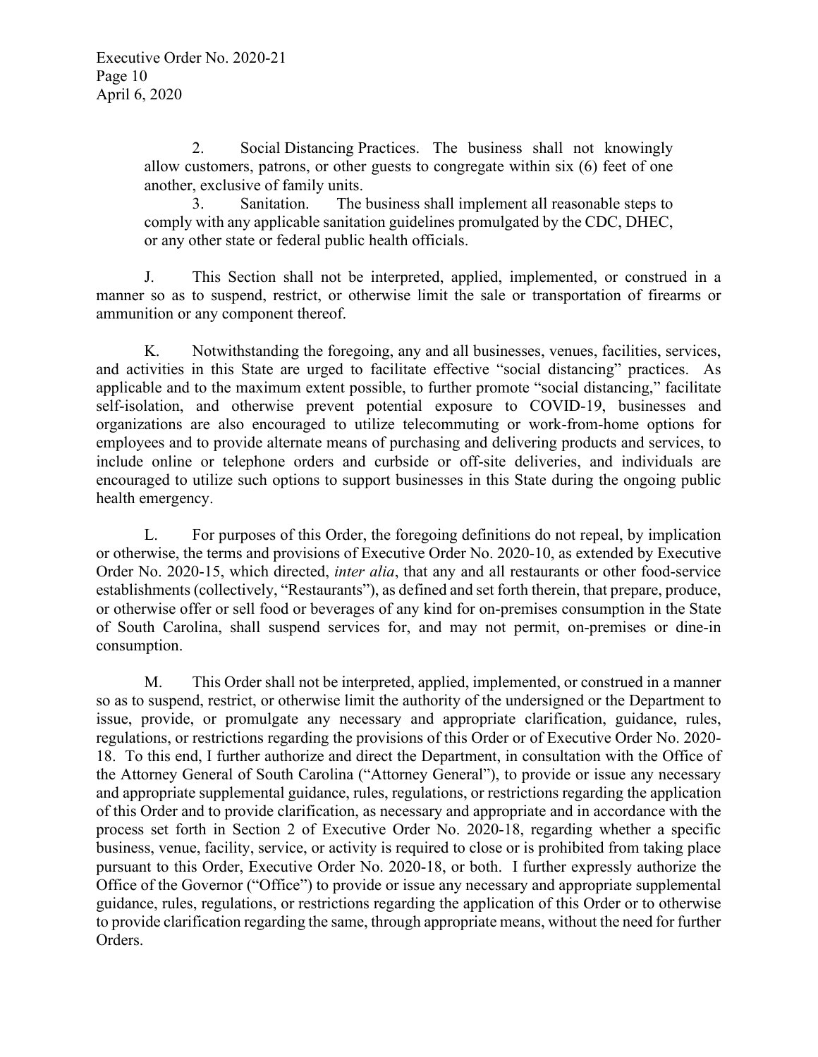2. Social Distancing Practices. The business shall not knowingly allow customers, patrons, or other guests to congregate within six (6) feet of one another, exclusive of family units.

3. Sanitation. The business shall implement all reasonable steps to comply with any applicable sanitation guidelines promulgated by the CDC, DHEC, or any other state or federal public health officials.

J. This Section shall not be interpreted, applied, implemented, or construed in a manner so as to suspend, restrict, or otherwise limit the sale or transportation of firearms or ammunition or any component thereof.

K. Notwithstanding the foregoing, any and all businesses, venues, facilities, services, and activities in this State are urged to facilitate effective "social distancing" practices. As applicable and to the maximum extent possible, to further promote "social distancing," facilitate self-isolation, and otherwise prevent potential exposure to COVID-19, businesses and organizations are also encouraged to utilize telecommuting or work-from-home options for employees and to provide alternate means of purchasing and delivering products and services, to include online or telephone orders and curbside or off-site deliveries, and individuals are encouraged to utilize such options to support businesses in this State during the ongoing public health emergency.

L. For purposes of this Order, the foregoing definitions do not repeal, by implication or otherwise, the terms and provisions of Executive Order No. 2020-10, as extended by Executive Order No. 2020-15, which directed, *inter alia*, that any and all restaurants or other food-service establishments (collectively, "Restaurants"), as defined and set forth therein, that prepare, produce, or otherwise offer or sell food or beverages of any kind for on-premises consumption in the State of South Carolina, shall suspend services for, and may not permit, on-premises or dine-in consumption.

M. This Order shall not be interpreted, applied, implemented, or construed in a manner so as to suspend, restrict, or otherwise limit the authority of the undersigned or the Department to issue, provide, or promulgate any necessary and appropriate clarification, guidance, rules, regulations, or restrictions regarding the provisions of this Order or of Executive Order No. 2020-18. To this end, I further authorize and direct the Department, in consultation with the Office of the Attorney General of South Carolina ("Attorney General"), to provide or issue any necessary and appropriate supplemental guidance, rules, regulations, or restrictions regarding the application of this Order and to provide clarification, as necessary and appropriate and in accordance with the process set forth in Section 2 of Executive Order No. 2020-18, regarding whether a specific business, venue, facility, service, or activity is required to close or is prohibited from taking place pursuant to this Order, Executive Order No. 2020-18, or both. I further expressly authorize the Office of the Governor ("Office") to provide or issue any necessary and appropriate supplemental guidance, rules, regulations, or restrictions regarding the application of this Order or to otherwise to provide clarification regarding the same, through appropriate means, without the need for further Orders.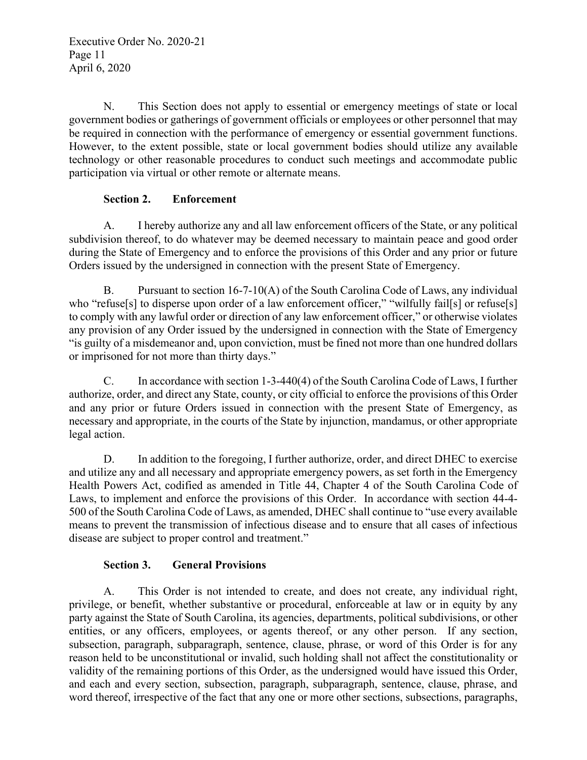N. This Section does not apply to essential or emergency meetings of state or local government bodies or gatherings of government officials or employees or other personnel that may be required in connection with the performance of emergency or essential government functions. However, to the extent possible, state or local government bodies should utilize any available technology or other reasonable procedures to conduct such meetings and accommodate public participation via virtual or other remote or alternate means.

**Section 2. Enforcement**

A. I hereby authorize any and all law enforcement officers of the State, or any political subdivision thereof, to do whatever may be deemed necessary to maintain peace and good order during the State of Emergency and to enforce the provisions of this Order and any prior or future Orders issued by the undersigned in connection with the present State of Emergency.

B. Pursuant to section 16-7-10(A) of the South Carolina Code of Laws, any individual who "refuse[s] to disperse upon order of a law enforcement officer," "wilfully fail[s] or refuse[s] to comply with any lawful order or direction of any law enforcement officer," or otherwise violates any provision of any Order issued by the undersigned in connection with the State of Emergency "is guilty of a misdemeanor and, upon conviction, must be fined not more than one hundred dollars or imprisoned for not more than thirty days."

C. In accordance with section 1-3-440(4) of the South Carolina Code of Laws, I further authorize, order, and direct any State, county, or city official to enforce the provisions of this Order and any prior or future Orders issued in connection with the present State of Emergency, as necessary and appropriate, in the courts of the State by injunction, mandamus, or other appropriate legal action.

D. In addition to the foregoing, I further authorize, order, and direct DHEC to exercise and utilize any and all necessary and appropriate emergency powers, as set forth in the Emergency Health Powers Act, codified as amended in Title 44, Chapter 4 of the South Carolina Code of Laws, to implement and enforce the provisions of this Order. In accordance with section 44-4-500 of the South Carolina Code of Laws, as amended, DHEC shall continue to "use every available means to prevent the transmission of infectious disease and to ensure that all cases of infectious disease are subject to proper control and treatment."

**Section 3. General Provisions**

A. This Order is not intended to create, and does not create, any individual right, privilege, or benefit, whether substantive or procedural, enforceable at law or in equity by any party against the State of South Carolina, its agencies, departments, political subdivisions, or other entities, or any officers, employees, or agents thereof, or any other person. If any section, subsection, paragraph, subparagraph, sentence, clause, phrase, or word of this Order is for any reason held to be unconstitutional or invalid, such holding shall not affect the constitutionality or validity of the remaining portions of this Order, as the undersigned would have issued this Order, and each and every section, subsection, paragraph, subparagraph, sentence, clause, phrase, and word thereof, irrespective of the fact that any one or more other sections, subsections, paragraphs,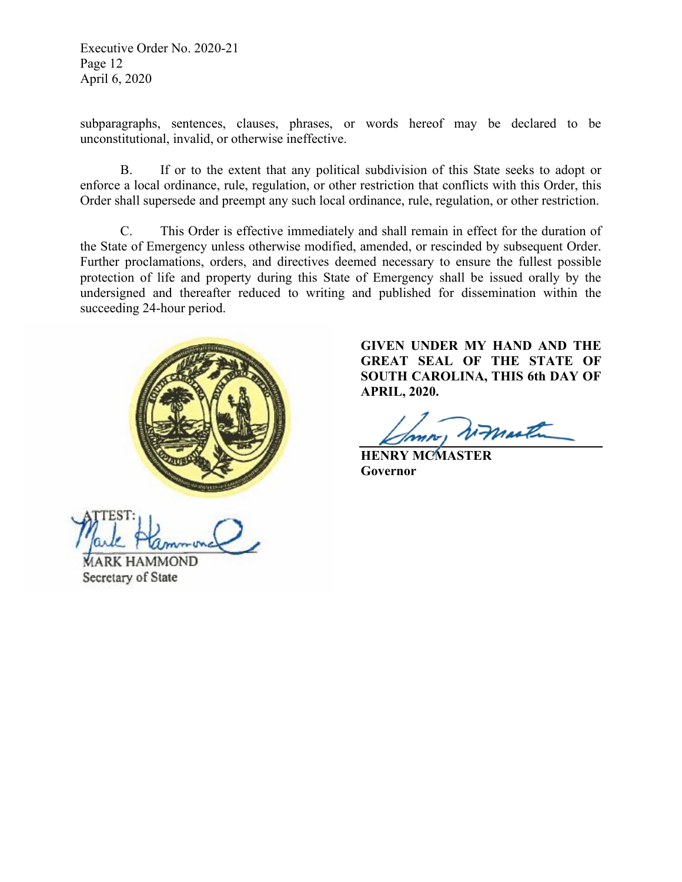subparagraphs, sentences, clauses, phrases, or words hereof may be declared to be unconstitutional, invalid, or otherwise ineffective.

B. If or to the extent that any political subdivision of this State seeks to adopt or enforce a local ordinance, rule, regulation, or other restriction that conflicts with this Order, this Order shall supersede and preempt any such local ordinance, rule, regulation, or other restriction.

C. This Order is effective immediately and shall remain in effect for the duration of the State of Emergency unless otherwise modified, amended, or rescinded by subsequent Order. Further proclamations, orders, and directives deemed necessary to ensure the fullest possible protection of life and property during this State of Emergency shall be issued orally by the undersigned and thereafter reduced to writing and published for dissemination within the succeeding 24-hour period.

**GIVEN UNDER MY HAND AND THE GREAT SEAL OF THE STATE OF SOUTH CAROLINA, THIS 6th DAY OF APRIL, 2020.**

**HENRY MCMASTER**
**Governor**

ATTEST:

MARK HAMMOND
Secretary of State